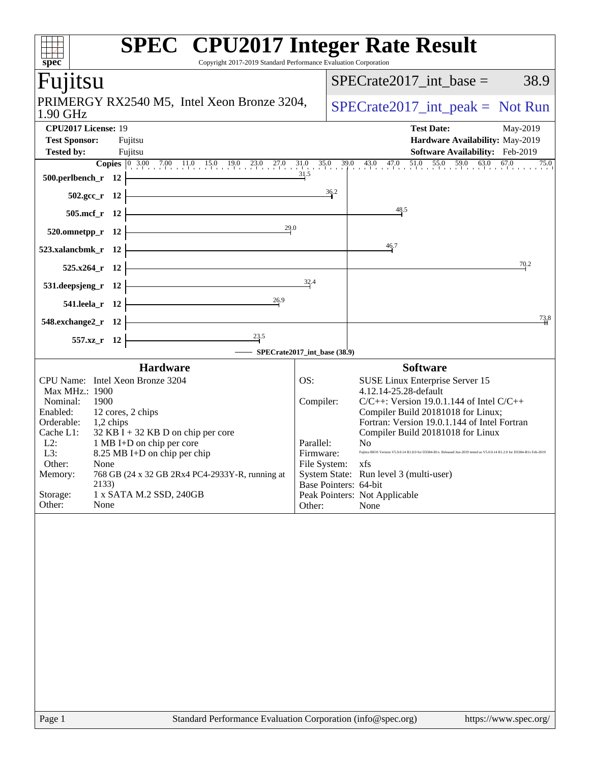# SPEC CPU2017 Integer Rate Result

Copyright 2017-2019 Standard Performance Evaluation Corporation

## Fujitsu

PRIMERGY RX2540 M5, Intel Xeon Bronze 3204, 1.90 GHz

SPECrate2017_int_base = 38.9

SPECrate2017_int_peak = Not Run

**CPU2017 License:** 19
**Test Sponsor:** Fujitsu
**Tested by:** Fujitsu

**Test Date:** May-2019
**Hardware Availability:** May-2019
**Software Availability:** Feb-2019

Copies 0 3.00 7.00 11.0 15.0 19.0 23.0 27.0 31.0 35.0 39.0 43.0 47.0 51.0 55.0 59.0 63.0 67.0 75.0

500.perlbench_r 12 — 31.5
502.gcc_r 12 — 36.2
505.mcf_r 12 — 48.5
520.omnetpp_r 12 — 29.0
523.xalancbmk_r 12 — 46.7
525.x264_r 12 — 70.2
531.deepsjeng_r 12 — 32.4
541.leela_r 12 — 26.9
548.exchange2_r 12 — 73.8
557.xz_r 12 — 23.5

SPECrate2017_int_base (38.9)

### Hardware

| | |
|---|---|
| CPU Name: | Intel Xeon Bronze 3204 |
| Max MHz.: | 1900 |
| Nominal: | 1900 |
| Enabled: | 12 cores, 2 chips |
| Orderable: | 1,2 chips |
| Cache L1: | 32 KB I + 32 KB D on chip per core |
| L2: | 1 MB I+D on chip per core |
| L3: | 8.25 MB I+D on chip per chip |
| Other: | None |
| Memory: | 768 GB (24 x 32 GB 2Rx4 PC4-2933Y-R, running at 2133) |
| Storage: | 1 x SATA M.2 SSD, 240GB |
| Other: | None |

### Software

| | |
|---|---|
| OS: | SUSE Linux Enterprise Server 15 4.12.14-25.28-default |
| Compiler: | C/C++: Version 19.0.1.144 of Intel C/C++ Compiler Build 20181018 for Linux; Fortran: Version 19.0.1.144 of Intel Fortran Compiler Build 20181018 for Linux |
| Parallel: | No |
| Firmware: | Fujitsu BIOS Version V5.0.0.14 R1.8.0 for D3384-B1x. Released Jun-2019 tested as V5.0.0.14 R1.2.0 for D3384-B1x Feb-2019 |
| File System: | xfs |
| System State: | Run level 3 (multi-user) |
| Base Pointers: | 64-bit |
| Peak Pointers: | Not Applicable |
| Other: | None |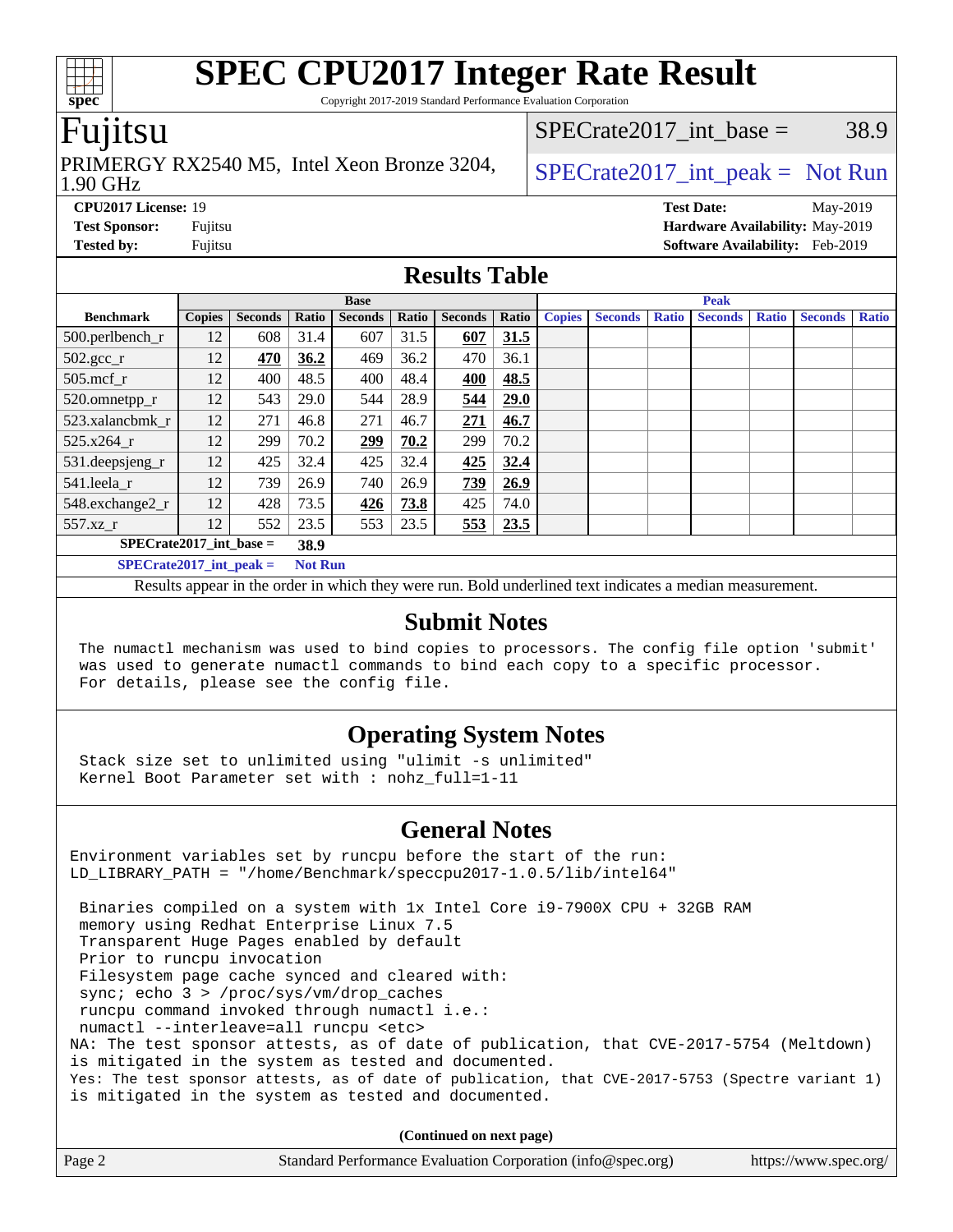# SPEC CPU2017 Integer Rate Result

Copyright 2017-2019 Standard Performance Evaluation Corporation

## Fujitsu

PRIMERGY RX2540 M5, Intel Xeon Bronze 3204, 1.90 GHz

SPECrate2017_int_base = 38.9

SPECrate2017_int_peak = Not Run

**CPU2017 License:** 19
**Test Sponsor:** Fujitsu
**Tested by:** Fujitsu

**Test Date:** May-2019
**Hardware Availability:** May-2019
**Software Availability:** Feb-2019

## Results Table

| | Base | | | | | | | Peak | | | | | | |
|---|---|---|---|---|---|---|---|---|---|---|---|---|---|---|
| **Benchmark** | **Copies** | **Seconds** | **Ratio** | **Seconds** | **Ratio** | **Seconds** | **Ratio** | **Copies** | **Seconds** | **Ratio** | **Seconds** | **Ratio** | **Seconds** | **Ratio** |
| 500.perlbench_r | 12 | 608 | 31.4 | 607 | 31.5 | **607** | **31.5** | | | | | | | |
| 502.gcc_r | 12 | **470** | **36.2** | 469 | 36.2 | 470 | 36.1 | | | | | | | |
| 505.mcf_r | 12 | 400 | 48.5 | 400 | 48.4 | **400** | **48.5** | | | | | | | |
| 520.omnetpp_r | 12 | 543 | 29.0 | 544 | 28.9 | **544** | **29.0** | | | | | | | |
| 523.xalancbmk_r | 12 | 271 | 46.8 | 271 | 46.7 | **271** | **46.7** | | | | | | | |
| 525.x264_r | 12 | 299 | 70.2 | **299** | **70.2** | 299 | 70.2 | | | | | | | |
| 531.deepsjeng_r | 12 | 425 | 32.4 | 425 | 32.4 | **425** | **32.4** | | | | | | | |
| 541.leela_r | 12 | 739 | 26.9 | 740 | 26.9 | **739** | **26.9** | | | | | | | |
| 548.exchange2_r | 12 | 428 | 73.5 | **426** | **73.8** | 425 | 74.0 | | | | | | | |
| 557.xz_r | 12 | 552 | 23.5 | 553 | 23.5 | **553** | **23.5** | | | | | | | |

**SPECrate2017_int_base = 38.9**

**SPECrate2017_int_peak = Not Run**

Results appear in the order in which they were run. Bold underlined text indicates a median measurement.

## Submit Notes

```
The numactl mechanism was used to bind copies to processors. The config file option 'submit'
was used to generate numactl commands to bind each copy to a specific processor.
For details, please see the config file.
```

## Operating System Notes

```
Stack size set to unlimited using "ulimit -s unlimited"
Kernel Boot Parameter set with : nohz_full=1-11
```

## General Notes

```
Environment variables set by runcpu before the start of the run:
LD_LIBRARY_PATH = "/home/Benchmark/speccpu2017-1.0.5/lib/intel64"

 Binaries compiled on a system with 1x Intel Core i9-7900X CPU + 32GB RAM
 memory using Redhat Enterprise Linux 7.5
 Transparent Huge Pages enabled by default
 Prior to runcpu invocation
 Filesystem page cache synced and cleared with:
 sync; echo 3 > /proc/sys/vm/drop_caches
 runcpu command invoked through numactl i.e.:
 numactl --interleave=all runcpu <etc>
NA: The test sponsor attests, as of date of publication, that CVE-2017-5754 (Meltdown)
is mitigated in the system as tested and documented.
Yes: The test sponsor attests, as of date of publication, that CVE-2017-5753 (Spectre variant 1)
is mitigated in the system as tested and documented.
```

**(Continued on next page)**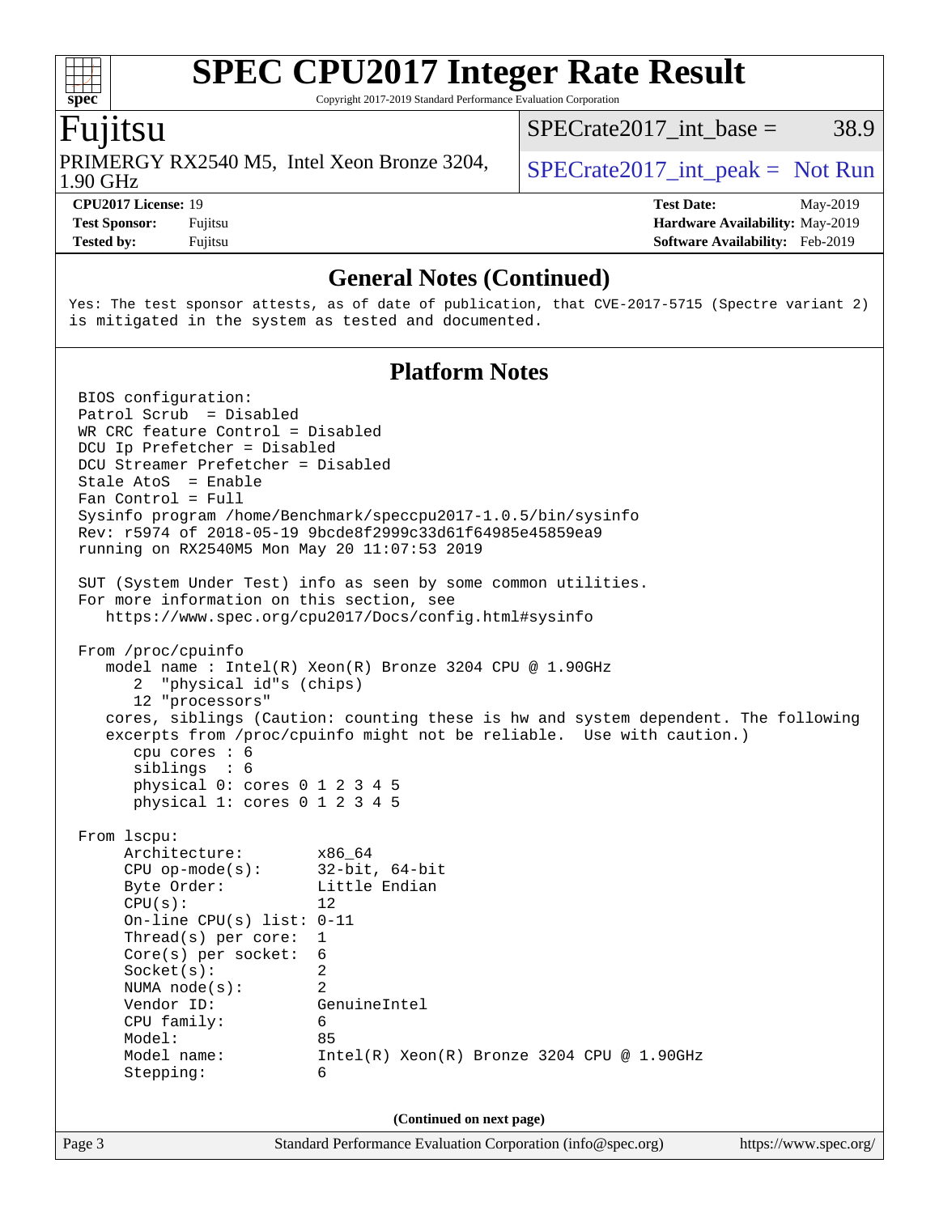# SPEC CPU2017 Integer Rate Result

Copyright 2017-2019 Standard Performance Evaluation Corporation

## Fujitsu

PRIMERGY RX2540 M5, Intel Xeon Bronze 3204, 1.90 GHz

SPECrate2017_int_base = 38.9

SPECrate2017_int_peak = Not Run

**CPU2017 License:** 19
**Test Sponsor:** Fujitsu
**Tested by:** Fujitsu

**Test Date:** May-2019
**Hardware Availability:** May-2019
**Software Availability:** Feb-2019

## General Notes (Continued)

```
Yes: The test sponsor attests, as of date of publication, that CVE-2017-5715 (Spectre variant 2)
is mitigated in the system as tested and documented.
```

## Platform Notes

```
BIOS configuration:
Patrol Scrub  = Disabled
WR CRC feature Control = Disabled
DCU Ip Prefetcher = Disabled
DCU Streamer Prefetcher = Disabled
Stale AtoS  = Enable
Fan Control = Full
Sysinfo program /home/Benchmark/speccpu2017-1.0.5/bin/sysinfo
Rev: r5974 of 2018-05-19 9bcde8f2999c33d61f64985e45859ea9
running on RX2540M5 Mon May 20 11:07:53 2019

SUT (System Under Test) info as seen by some common utilities.
For more information on this section, see
   https://www.spec.org/cpu2017/Docs/config.html#sysinfo

From /proc/cpuinfo
   model name : Intel(R) Xeon(R) Bronze 3204 CPU @ 1.90GHz
      2  "physical id"s (chips)
      12 "processors"
   cores, siblings (Caution: counting these is hw and system dependent. The following
   excerpts from /proc/cpuinfo might not be reliable.  Use with caution.)
      cpu cores : 6
      siblings  : 6
      physical 0: cores 0 1 2 3 4 5
      physical 1: cores 0 1 2 3 4 5

From lscpu:
     Architecture:        x86_64
     CPU op-mode(s):      32-bit, 64-bit
     Byte Order:          Little Endian
     CPU(s):              12
     On-line CPU(s) list: 0-11
     Thread(s) per core:  1
     Core(s) per socket:  6
     Socket(s):           2
     NUMA node(s):        2
     Vendor ID:           GenuineIntel
     CPU family:          6
     Model:               85
     Model name:          Intel(R) Xeon(R) Bronze 3204 CPU @ 1.90GHz
     Stepping:            6
```

(Continued on next page)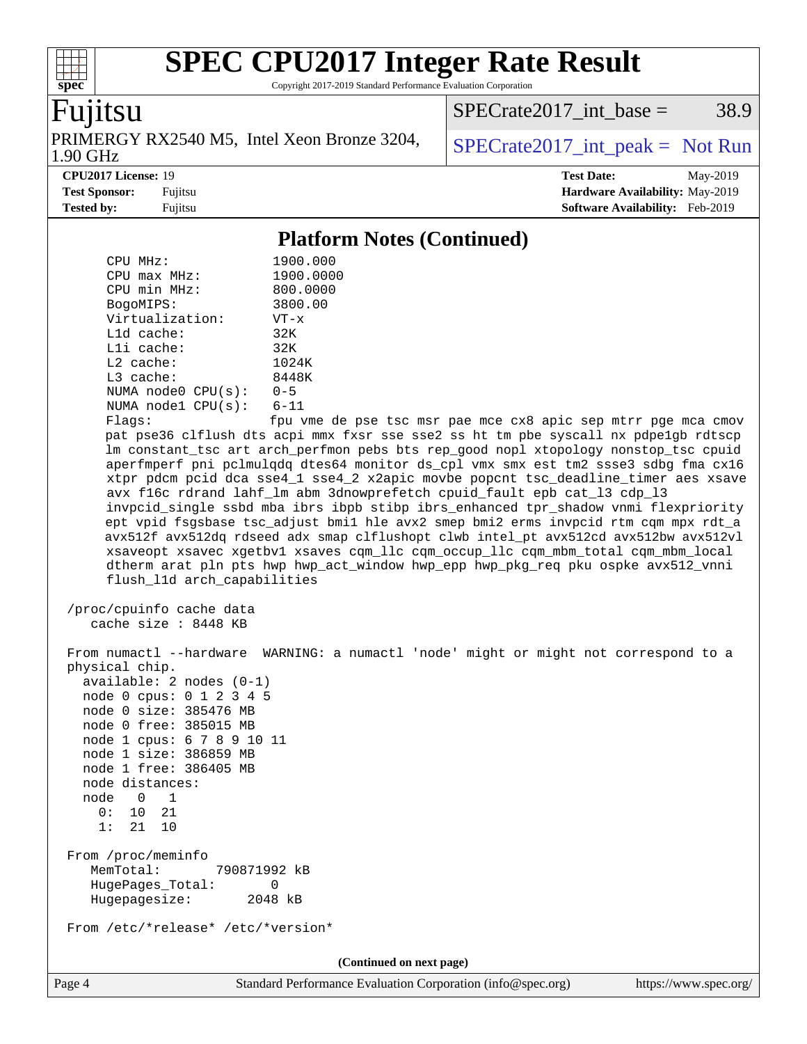## Platform Notes (Continued)

```
     CPU MHz:               1900.000
     CPU max MHz:           1900.0000
     CPU min MHz:           800.0000
     BogoMIPS:              3800.00
     Virtualization:        VT-x
     L1d cache:             32K
     L1i cache:             32K
     L2 cache:              1024K
     L3 cache:              8448K
     NUMA node0 CPU(s):     0-5
     NUMA node1 CPU(s):     6-11
     Flags:                 fpu vme de pse tsc msr pae mce cx8 apic sep mtrr pge mca cmov
     pat pse36 clflush dts acpi mmx fxsr sse sse2 ss ht tm pbe syscall nx pdpe1gb rdtscp
     lm constant_tsc art arch_perfmon pebs bts rep_good nopl xtopology nonstop_tsc cpuid
     aperfmperf pni pclmulqdq dtes64 monitor ds_cpl vmx smx est tm2 ssse3 sdbg fma cx16
     xtpr pdcm pcid dca sse4_1 sse4_2 x2apic movbe popcnt tsc_deadline_timer aes xsave
     avx f16c rdrand lahf_lm abm 3dnowprefetch cpuid_fault epb cat_l3 cdp_l3
     invpcid_single ssbd mba ibrs ibpb stibp ibrs_enhanced tpr_shadow vnmi flexpriority
     ept vpid fsgsbase tsc_adjust bmi1 hle avx2 smep bmi2 erms invpcid rtm cqm mpx rdt_a
     avx512f avx512dq rdseed adx smap clflushopt clwb intel_pt avx512cd avx512bw avx512vl
     xsaveopt xsavec xgetbv1 xsaves cqm_llc cqm_occup_llc cqm_mbm_total cqm_mbm_local
     dtherm arat pln pts hwp hwp_act_window hwp_epp hwp_pkg_req pku ospke avx512_vnni
     flush_l1d arch_capabilities

 /proc/cpuinfo cache data
    cache size : 8448 KB

 From numactl --hardware  WARNING: a numactl 'node' might or might not correspond to a
 physical chip.
   available: 2 nodes (0-1)
   node 0 cpus: 0 1 2 3 4 5
   node 0 size: 385476 MB
   node 0 free: 385015 MB
   node 1 cpus: 6 7 8 9 10 11
   node 1 size: 386859 MB
   node 1 free: 386405 MB
   node distances:
   node   0   1
     0:  10  21
     1:  21  10

 From /proc/meminfo
    MemTotal:       790871992 kB
    HugePages_Total:       0
    Hugepagesize:       2048 kB

 From /etc/*release* /etc/*version*
```

(Continued on next page)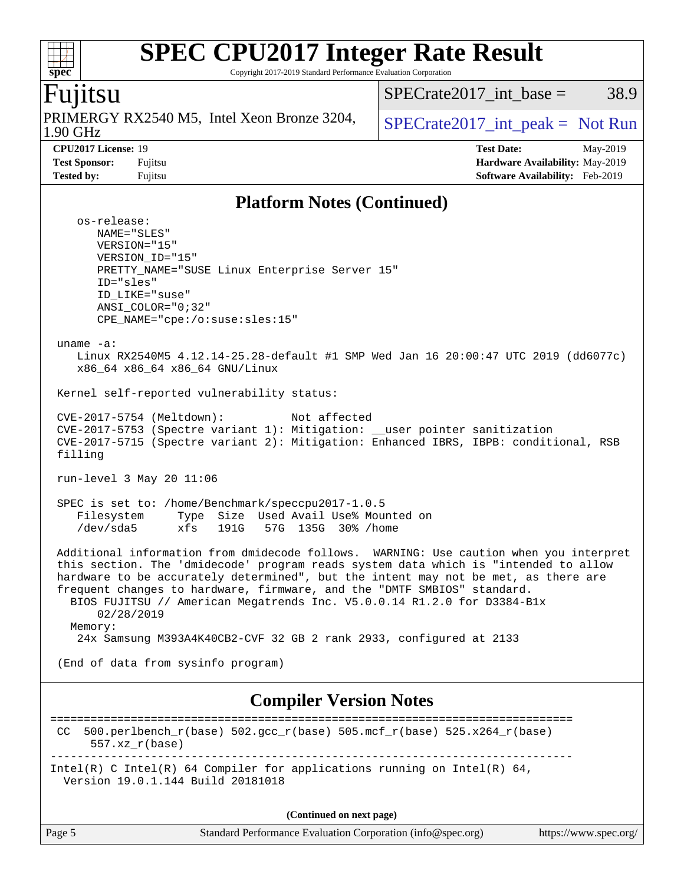## Platform Notes (Continued)

```
    os-release:
       NAME="SLES"
       VERSION="15"
       VERSION_ID="15"
       PRETTY_NAME="SUSE Linux Enterprise Server 15"
       ID="sles"
       ID_LIKE="suse"
       ANSI_COLOR="0;32"
       CPE_NAME="cpe:/o:suse:sles:15"

 uname -a:
    Linux RX2540M5 4.12.14-25.28-default #1 SMP Wed Jan 16 20:00:47 UTC 2019 (dd6077c)
    x86_64 x86_64 x86_64 GNU/Linux

 Kernel self-reported vulnerability status:

 CVE-2017-5754 (Meltdown):          Not affected
 CVE-2017-5753 (Spectre variant 1): Mitigation: __user pointer sanitization
 CVE-2017-5715 (Spectre variant 2): Mitigation: Enhanced IBRS, IBPB: conditional, RSB
 filling

 run-level 3 May 20 11:06

 SPEC is set to: /home/Benchmark/speccpu2017-1.0.5
    Filesystem     Type  Size  Used Avail Use% Mounted on
    /dev/sda5      xfs   191G   57G  135G  30% /home

 Additional information from dmidecode follows.  WARNING: Use caution when you interpret
 this section. The 'dmidecode' program reads system data which is "intended to allow
 hardware to be accurately determined", but the intent may not be met, as there are
 frequent changes to hardware, firmware, and the "DMTF SMBIOS" standard.
   BIOS FUJITSU // American Megatrends Inc. V5.0.0.14 R1.2.0 for D3384-B1x
       02/28/2019
   Memory:
    24x Samsung M393A4K40CB2-CVF 32 GB 2 rank 2933, configured at 2133

 (End of data from sysinfo program)
```

## Compiler Version Notes

```
==============================================================================
 CC  500.perlbench_r(base) 502.gcc_r(base) 505.mcf_r(base) 525.x264_r(base)
      557.xz_r(base)
------------------------------------------------------------------------------
Intel(R) C Intel(R) 64 Compiler for applications running on Intel(R) 64,
  Version 19.0.1.144 Build 20181018
```

(Continued on next page)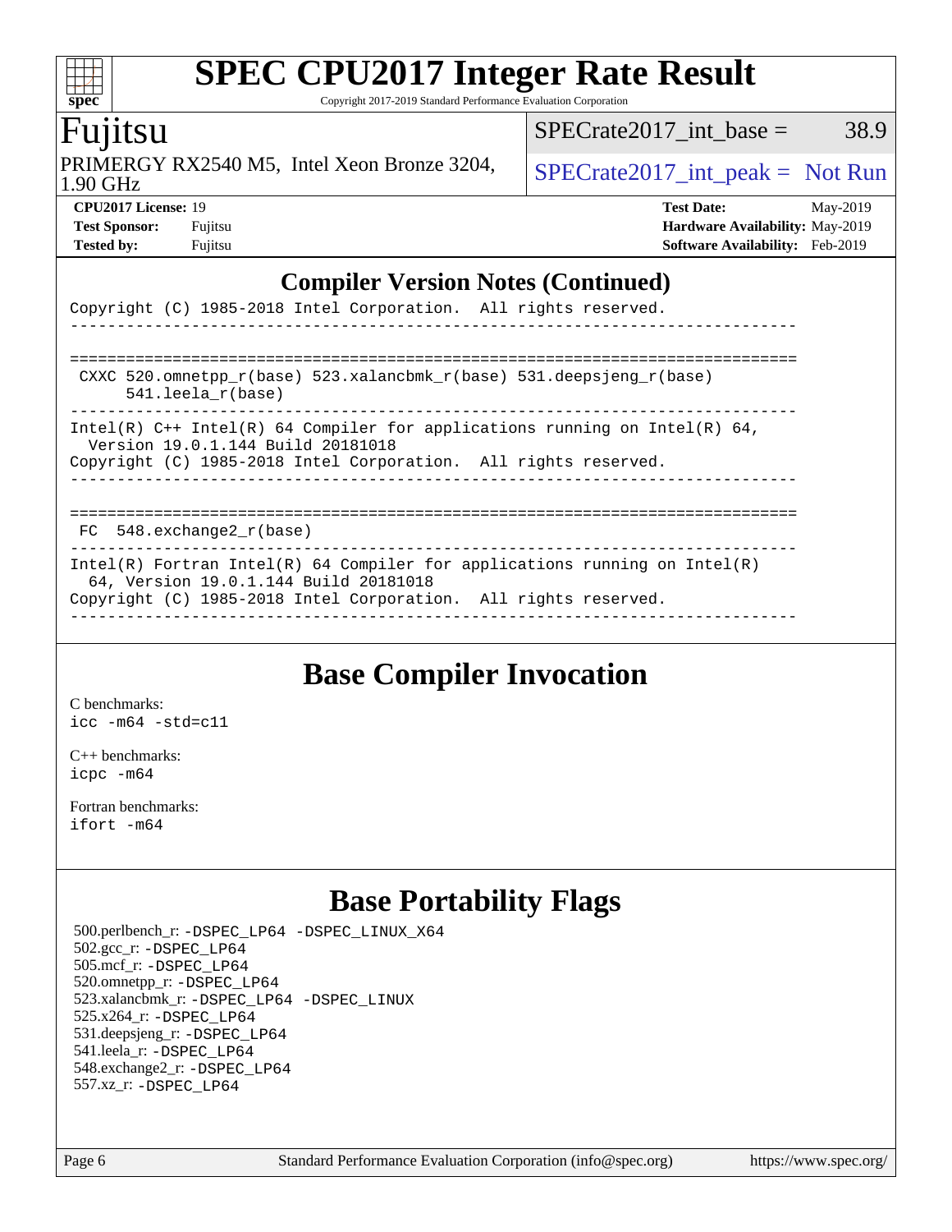## Compiler Version Notes (Continued)

```
Copyright (C) 1985-2018 Intel Corporation.  All rights reserved.
------------------------------------------------------------------------------

==============================================================================
 CXXC 520.omnetpp_r(base) 523.xalancbmk_r(base) 531.deepsjeng_r(base)
      541.leela_r(base)
------------------------------------------------------------------------------
Intel(R) C++ Intel(R) 64 Compiler for applications running on Intel(R) 64,
  Version 19.0.1.144 Build 20181018
Copyright (C) 1985-2018 Intel Corporation.  All rights reserved.
------------------------------------------------------------------------------

==============================================================================
 FC  548.exchange2_r(base)
------------------------------------------------------------------------------
Intel(R) Fortran Intel(R) 64 Compiler for applications running on Intel(R)
  64, Version 19.0.1.144 Build 20181018
Copyright (C) 1985-2018 Intel Corporation.  All rights reserved.
------------------------------------------------------------------------------
```

## Base Compiler Invocation

C benchmarks:
`icc -m64 -std=c11`

C++ benchmarks:
`icpc -m64`

Fortran benchmarks:
`ifort -m64`

## Base Portability Flags

500.perlbench_r: -DSPEC_LP64 -DSPEC_LINUX_X64
502.gcc_r: -DSPEC_LP64
505.mcf_r: -DSPEC_LP64
520.omnetpp_r: -DSPEC_LP64
523.xalancbmk_r: -DSPEC_LP64 -DSPEC_LINUX
525.x264_r: -DSPEC_LP64
531.deepsjeng_r: -DSPEC_LP64
541.leela_r: -DSPEC_LP64
548.exchange2_r: -DSPEC_LP64
557.xz_r: -DSPEC_LP64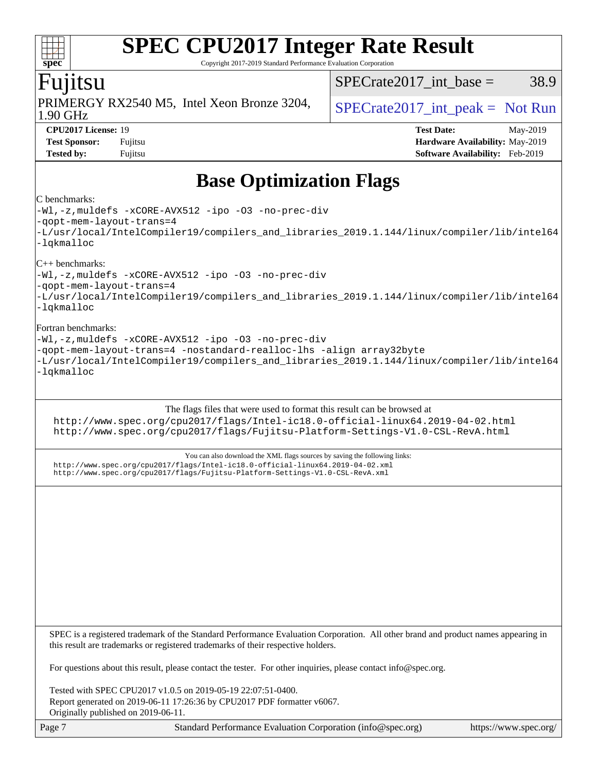# SPEC CPU2017 Integer Rate Result

Copyright 2017-2019 Standard Performance Evaluation Corporation

## Fujitsu

PRIMERGY RX2540 M5, Intel Xeon Bronze 3204, 1.90 GHz

SPECrate2017_int_base = 38.9

SPECrate2017_int_peak = Not Run

**CPU2017 License:** 19
**Test Sponsor:** Fujitsu
**Tested by:** Fujitsu

**Test Date:** May-2019
**Hardware Availability:** May-2019
**Software Availability:** Feb-2019

## Base Optimization Flags

C benchmarks:

```
-Wl,-z,muldefs -xCORE-AVX512 -ipo -O3 -no-prec-div
-qopt-mem-layout-trans=4
-L/usr/local/IntelCompiler19/compilers_and_libraries_2019.1.144/linux/compiler/lib/intel64
-lqkmalloc
```

C++ benchmarks:

```
-Wl,-z,muldefs -xCORE-AVX512 -ipo -O3 -no-prec-div
-qopt-mem-layout-trans=4
-L/usr/local/IntelCompiler19/compilers_and_libraries_2019.1.144/linux/compiler/lib/intel64
-lqkmalloc
```

Fortran benchmarks:

```
-Wl,-z,muldefs -xCORE-AVX512 -ipo -O3 -no-prec-div
-qopt-mem-layout-trans=4 -nostandard-realloc-lhs -align array32byte
-L/usr/local/IntelCompiler19/compilers_and_libraries_2019.1.144/linux/compiler/lib/intel64
-lqkmalloc
```

The flags files that were used to format this result can be browsed at
http://www.spec.org/cpu2017/flags/Intel-ic18.0-official-linux64.2019-04-02.html
http://www.spec.org/cpu2017/flags/Fujitsu-Platform-Settings-V1.0-CSL-RevA.html

You can also download the XML flags sources by saving the following links:
http://www.spec.org/cpu2017/flags/Intel-ic18.0-official-linux64.2019-04-02.xml
http://www.spec.org/cpu2017/flags/Fujitsu-Platform-Settings-V1.0-CSL-RevA.xml

SPEC is a registered trademark of the Standard Performance Evaluation Corporation. All other brand and product names appearing in this result are trademarks or registered trademarks of their respective holders.

For questions about this result, please contact the tester. For other inquiries, please contact info@spec.org.

Tested with SPEC CPU2017 v1.0.5 on 2019-05-19 22:07:51-0400.
Report generated on 2019-06-11 17:26:36 by CPU2017 PDF formatter v6067.
Originally published on 2019-06-11.